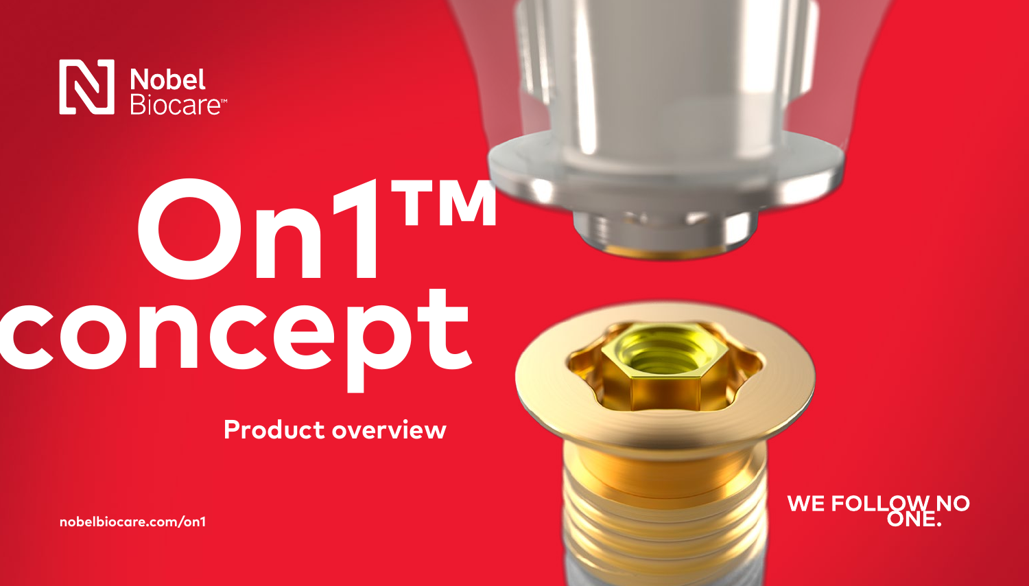Nobel Biocare™

# On1™ concept

## Product overview

nobelbiocare.com/on1

WE FOLLOW NO ONE.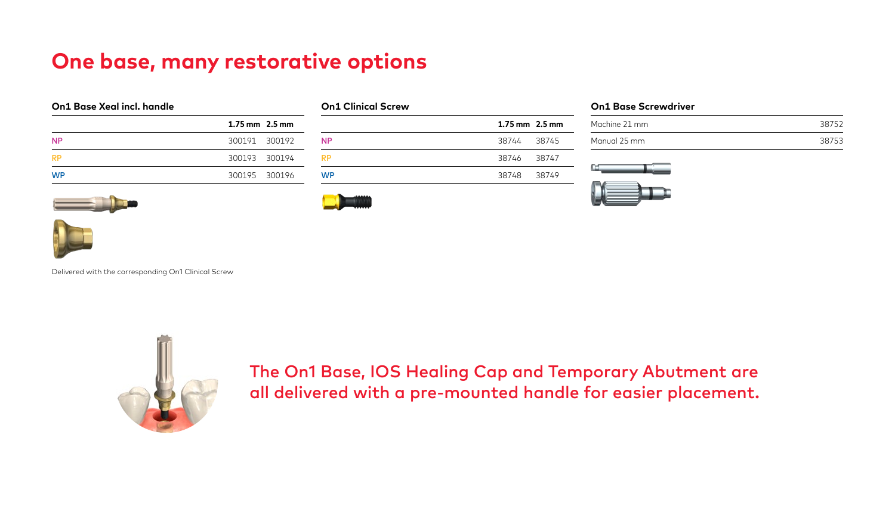# One base, many restorative options

### On1 Base Xeal incl. handle

| | 1.75 mm | 2.5 mm |
|---|---|---|
| NP | 300191 | 300192 |
| RP | 300193 | 300194 |
| WP | 300195 | 300196 |

Delivered with the corresponding On1 Clinical Screw

### On1 Clinical Screw

| | 1.75 mm | 2.5 mm |
|---|---|---|
| NP | 38744 | 38745 |
| RP | 38746 | 38747 |
| WP | 38748 | 38749 |

### On1 Base Screwdriver

| | |
|---|---|
| Machine 21 mm | 38752 |
| Manual 25 mm | 38753 |

**The On1 Base, IOS Healing Cap and Temporary Abutment are all delivered with a pre-mounted handle for easier placement.**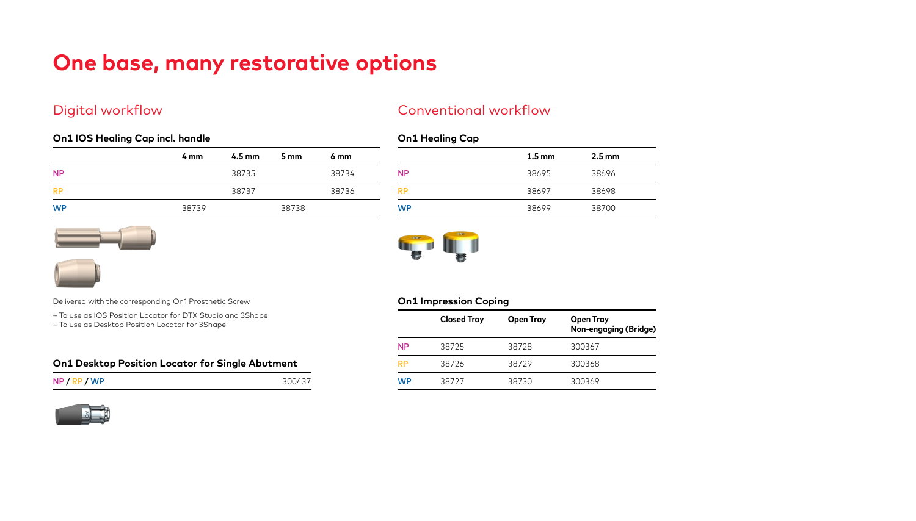# One base, many restorative options

## Digital workflow

### On1 IOS Healing Cap incl. handle

| | 4 mm | 4.5 mm | 5 mm | 6 mm |
|---|---|---|---|---|
| NP | | 38735 | | 38734 |
| RP | | 38737 | | 38736 |
| WP | 38739 | | 38738 | |

Delivered with the corresponding On1 Prosthetic Screw

– To use as IOS Position Locator for DTX Studio and 3Shape
– To use as Desktop Position Locator for 3Shape

### On1 Desktop Position Locator for Single Abutment

| | |
|---|---|
| NP / RP / WP | 300437 |

## Conventional workflow

### On1 Healing Cap

| | 1.5 mm | 2.5 mm |
|---|---|---|
| NP | 38695 | 38696 |
| RP | 38697 | 38698 |
| WP | 38699 | 38700 |

### On1 Impression Coping

| | Closed Tray | Open Tray | Open Tray Non-engaging (Bridge) |
|---|---|---|---|
| NP | 38725 | 38728 | 300367 |
| RP | 38726 | 38729 | 300368 |
| WP | 38727 | 38730 | 300369 |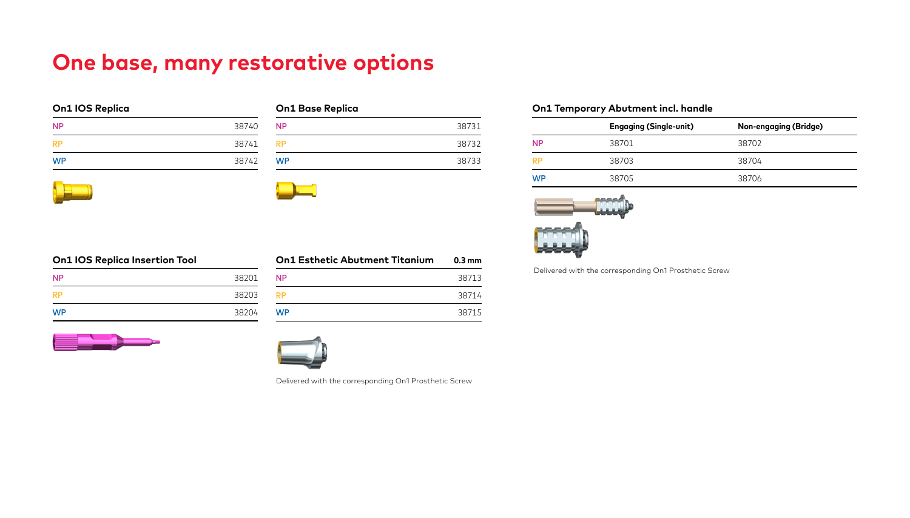# One base, many restorative options

### On1 IOS Replica

| | |
|---|---|
| NP | 38740 |
| RP | 38741 |
| WP | 38742 |

### On1 Base Replica

| | |
|---|---|
| NP | 38731 |
| RP | 38732 |
| WP | 38733 |

### On1 Temporary Abutment incl. handle

| | Engaging (Single-unit) | Non-engaging (Bridge) |
|---|---|---|
| NP | 38701 | 38702 |
| RP | 38703 | 38704 |
| WP | 38705 | 38706 |

Delivered with the corresponding On1 Prosthetic Screw

### On1 IOS Replica Insertion Tool

| | |
|---|---|
| NP | 38201 |
| RP | 38203 |
| WP | 38204 |

### On1 Esthetic Abutment Titanium

| | 0.3 mm |
|---|---|
| NP | 38713 |
| RP | 38714 |
| WP | 38715 |

Delivered with the corresponding On1 Prosthetic Screw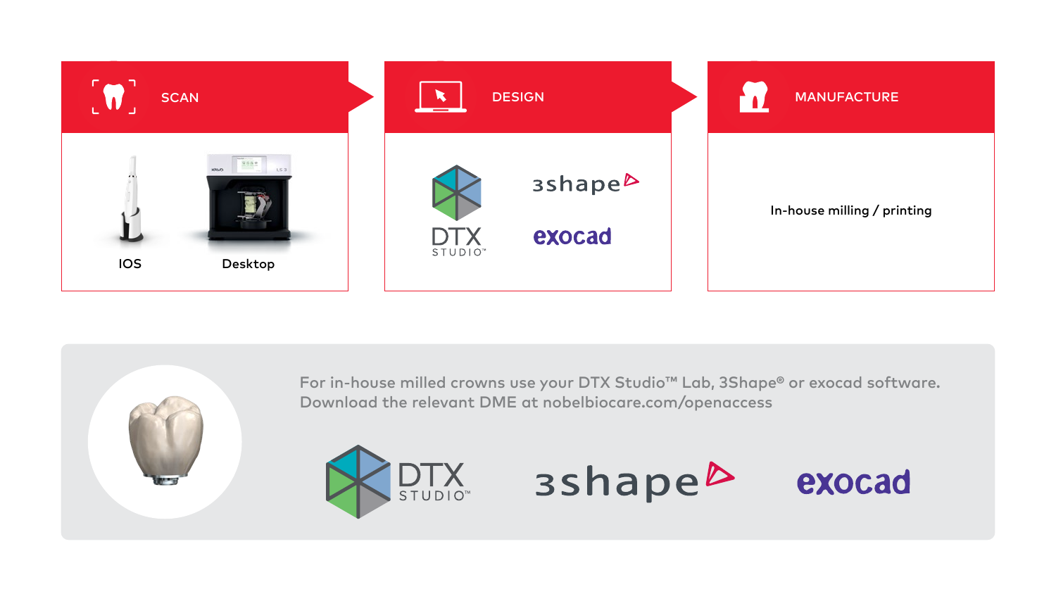## SCAN

IOS

Desktop

## DESIGN

DTX STUDIO™

3shape

exocad

## MANUFACTURE

In-house milling / printing

For in-house milled crowns use your DTX Studio™ Lab, 3Shape® or exocad software.
Download the relevant DME at nobelbiocare.com/openaccess

DTX STUDIO™

3shape

exocad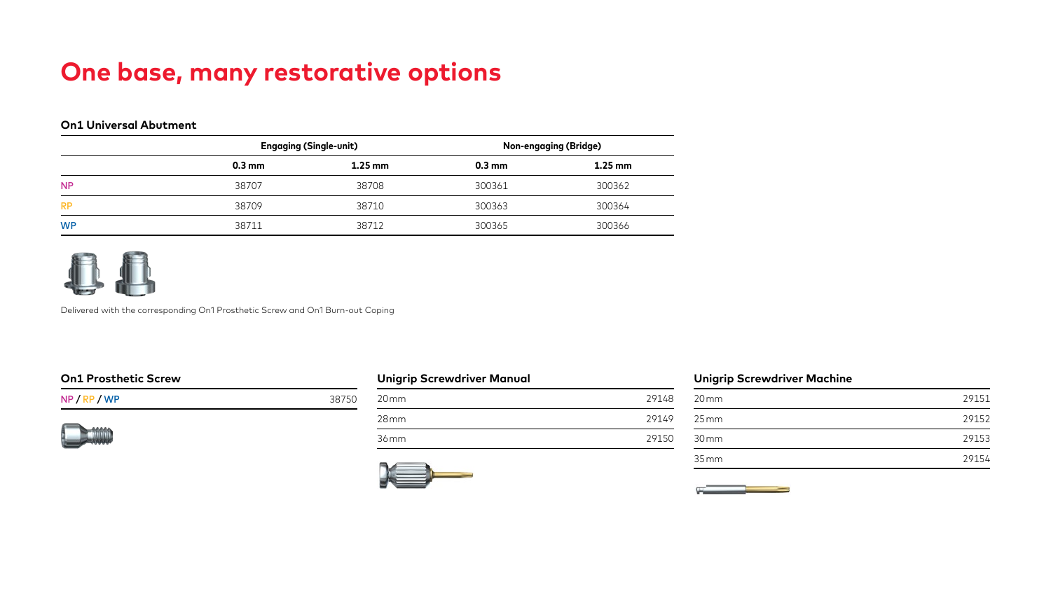# One base, many restorative options

### On1 Universal Abutment

| | Engaging (Single-unit) | | Non-engaging (Bridge) | |
|---|---|---|---|---|
| | 0.3 mm | 1.25 mm | 0.3 mm | 1.25 mm |
| NP | 38707 | 38708 | 300361 | 300362 |
| RP | 38709 | 38710 | 300363 | 300364 |
| WP | 38711 | 38712 | 300365 | 300366 |

Delivered with the corresponding On1 Prosthetic Screw and On1 Burn-out Coping

### On1 Prosthetic Screw

| | |
|---|---|
| NP / RP / WP | 38750 |

### Unigrip Screwdriver Manual

| | |
|---|---|
| 20 mm | 29148 |
| 28 mm | 29149 |
| 36 mm | 29150 |

### Unigrip Screwdriver Machine

| | |
|---|---|
| 20 mm | 29151 |
| 25 mm | 29152 |
| 30 mm | 29153 |
| 35 mm | 29154 |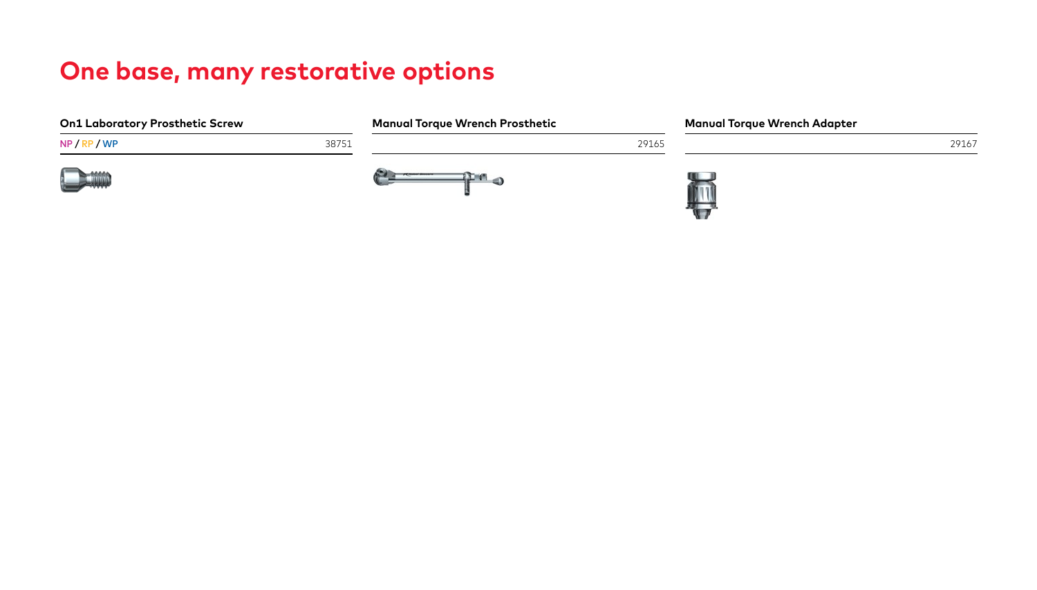# One base, many restorative options

### On1 Laboratory Prosthetic Screw

NP / RP / WP 38751

### Manual Torque Wrench Prosthetic

29165

### Manual Torque Wrench Adapter

29167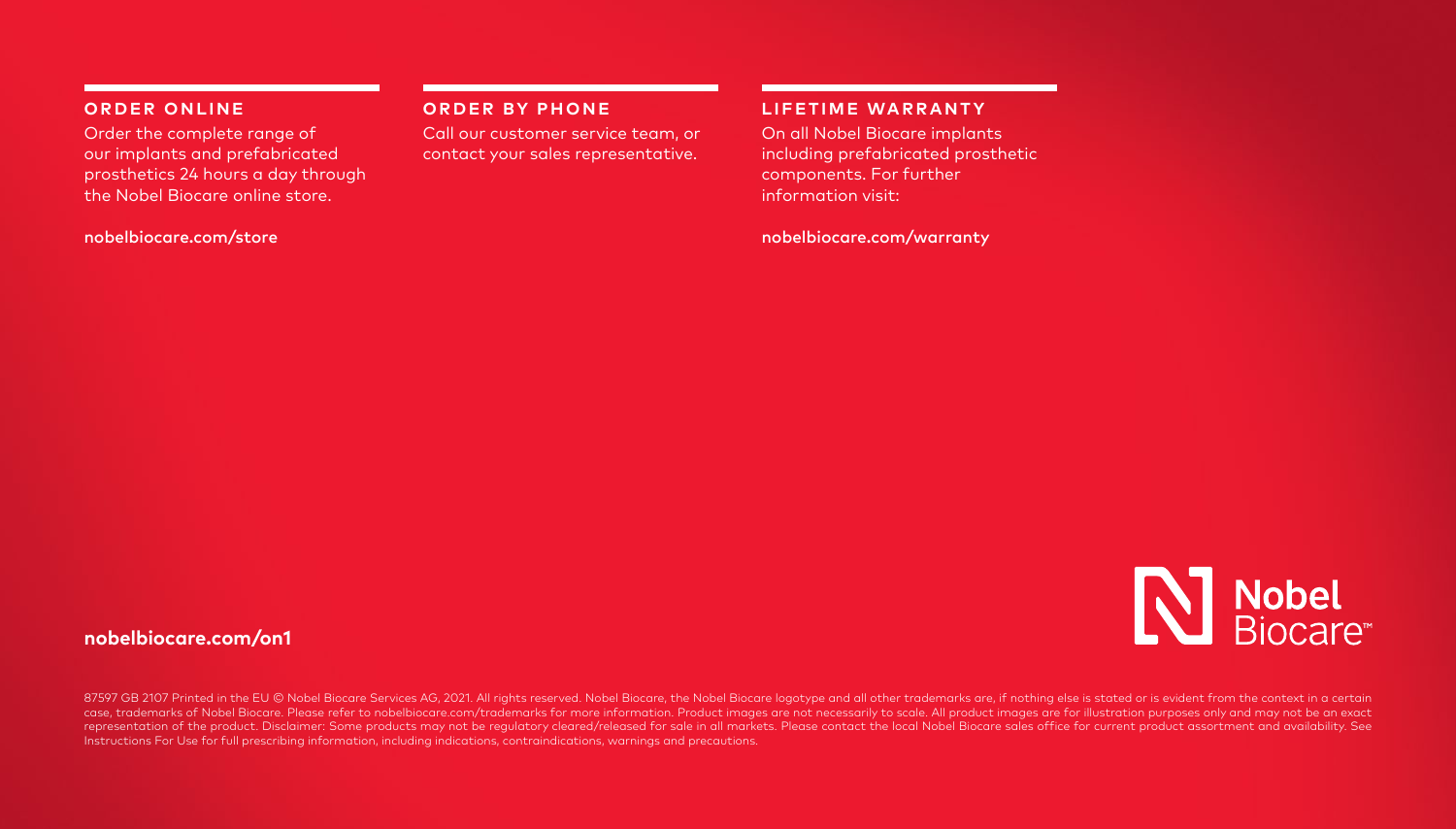## ORDER ONLINE

Order the complete range of our implants and prefabricated prosthetics 24 hours a day through the Nobel Biocare online store.

**nobelbiocare.com/store**

## ORDER BY PHONE

Call our customer service team, or contact your sales representative.

## LIFETIME WARRANTY

On all Nobel Biocare implants including prefabricated prosthetic components. For further information visit:

**nobelbiocare.com/warranty**

**nobelbiocare.com/on1**

Nobel Biocare™

87597 GB 2107 Printed in the EU © Nobel Biocare Services AG, 2021. All rights reserved. Nobel Biocare, the Nobel Biocare logotype and all other trademarks are, if nothing else is stated or is evident from the context in a certain case, trademarks of Nobel Biocare. Please refer to nobelbiocare.com/trademarks for more information. Product images are not necessarily to scale. All product images are for illustration purposes only and may not be an exact representation of the product. Disclaimer: Some products may not be regulatory cleared/released for sale in all markets. Please contact the local Nobel Biocare sales office for current product assortment and availability. See Instructions For Use for full prescribing information, including indications, contraindications, warnings and precautions.